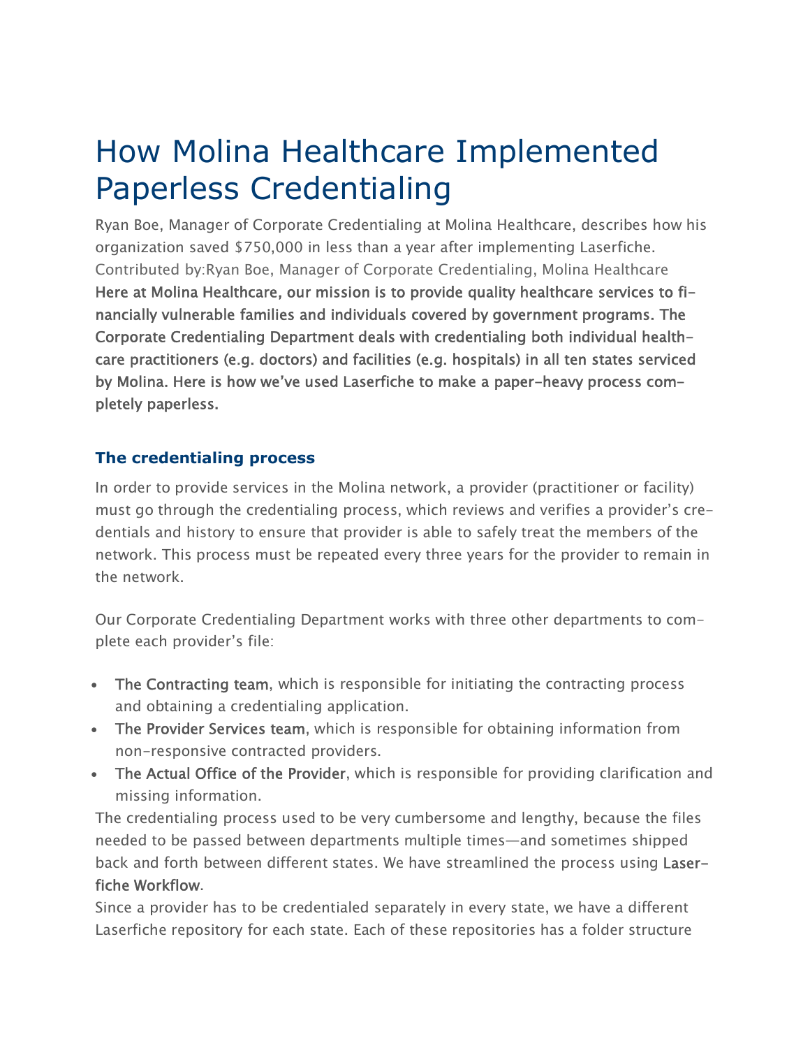# How Molina Healthcare Implemented Paperless Credentialing

Ryan Boe, Manager of Corporate Credentialing at Molina Healthcare, describes how his organization saved $750,000 in less than a year after implementing Laserfiche.

Contributed by:Ryan Boe, Manager of Corporate Credentialing, Molina Healthcare

**Here at Molina Healthcare, our mission is to provide quality healthcare services to financially vulnerable families and individuals covered by government programs. The Corporate Credentialing Department deals with credentialing both individual healthcare practitioners (e.g. doctors) and facilities (e.g. hospitals) in all ten states serviced by Molina. Here is how we've used Laserfiche to make a paper-heavy process completely paperless.**

## The credentialing process

In order to provide services in the Molina network, a provider (practitioner or facility) must go through the credentialing process, which reviews and verifies a provider's credentials and history to ensure that provider is able to safely treat the members of the network. This process must be repeated every three years for the provider to remain in the network.

Our Corporate Credentialing Department works with three other departments to complete each provider's file:

- **The Contracting team**, which is responsible for initiating the contracting process and obtaining a credentialing application.
- **The Provider Services team**, which is responsible for obtaining information from non-responsive contracted providers.
- **The Actual Office of the Provider**, which is responsible for providing clarification and missing information.

The credentialing process used to be very cumbersome and lengthy, because the files needed to be passed between departments multiple times—and sometimes shipped back and forth between different states. We have streamlined the process using **Laserfiche Workflow**.

Since a provider has to be credentialed separately in every state, we have a different Laserfiche repository for each state. Each of these repositories has a folder structure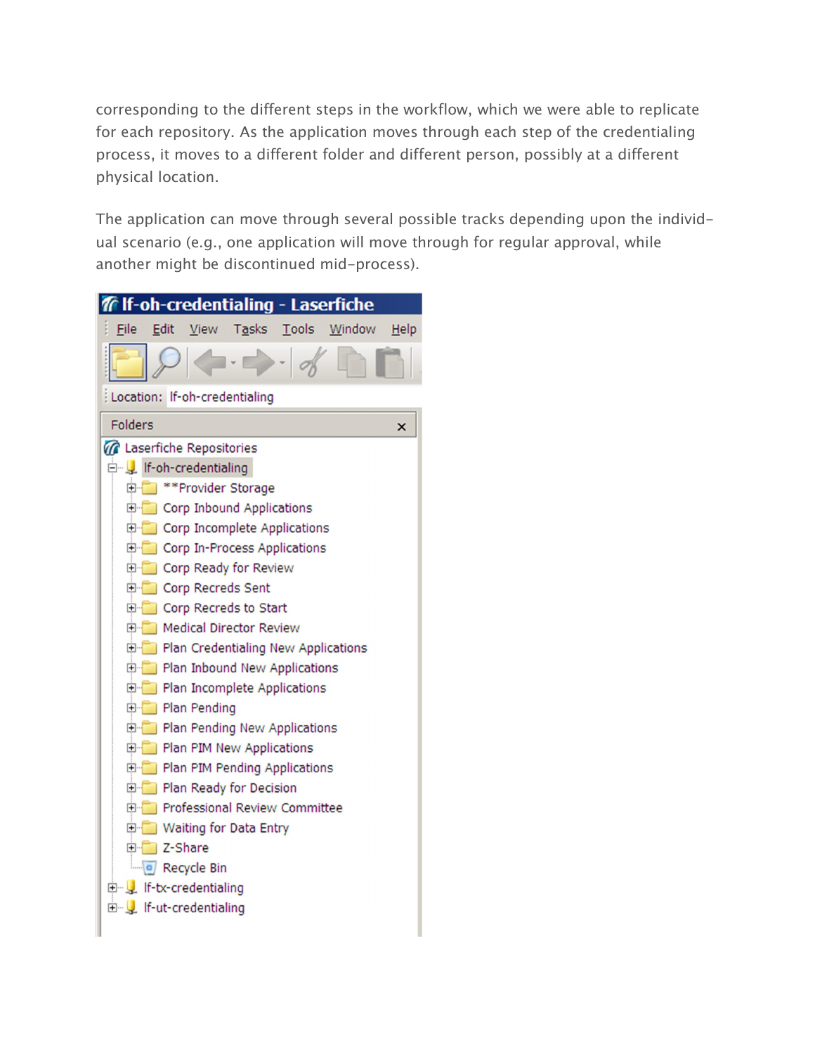corresponding to the different steps in the workflow, which we were able to replicate for each repository. As the application moves through each step of the credentialing process, it moves to a different folder and different person, possibly at a different physical location.

The application can move through several possible tracks depending upon the individual scenario (e.g., one application will move through for regular approval, while another might be discontinued mid-process).

```
lf-oh-credentialing - Laserfiche
File  Edit  View  Tasks  Tools  Window  Help
Location: lf-oh-credentialing

Folders
Laserfiche Repositories
  lf-oh-credentialing
    **Provider Storage
    Corp Inbound Applications
    Corp Incomplete Applications
    Corp In-Process Applications
    Corp Ready for Review
    Corp Recreds Sent
    Corp Recreds to Start
    Medical Director Review
    Plan Credentialing New Applications
    Plan Inbound New Applications
    Plan Incomplete Applications
    Plan Pending
    Plan Pending New Applications
    Plan PIM New Applications
    Plan PIM Pending Applications
    Plan Ready for Decision
    Professional Review Committee
    Waiting for Data Entry
    Z-Share
    Recycle Bin
  lf-tx-credentialing
  lf-ut-credentialing
```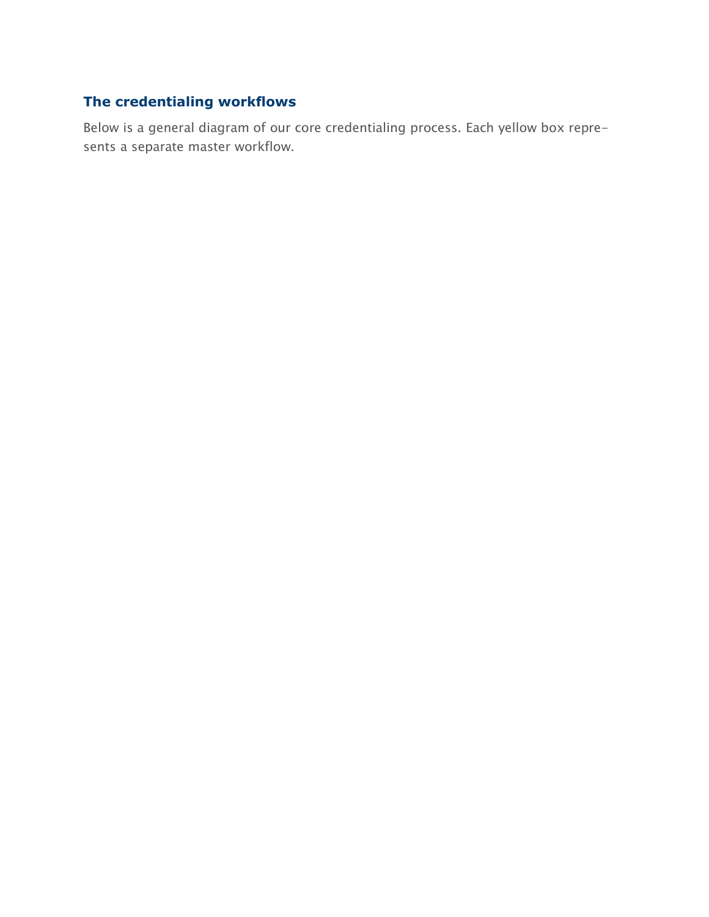### The credentialing workflows

Below is a general diagram of our core credentialing process. Each yellow box represents a separate master workflow.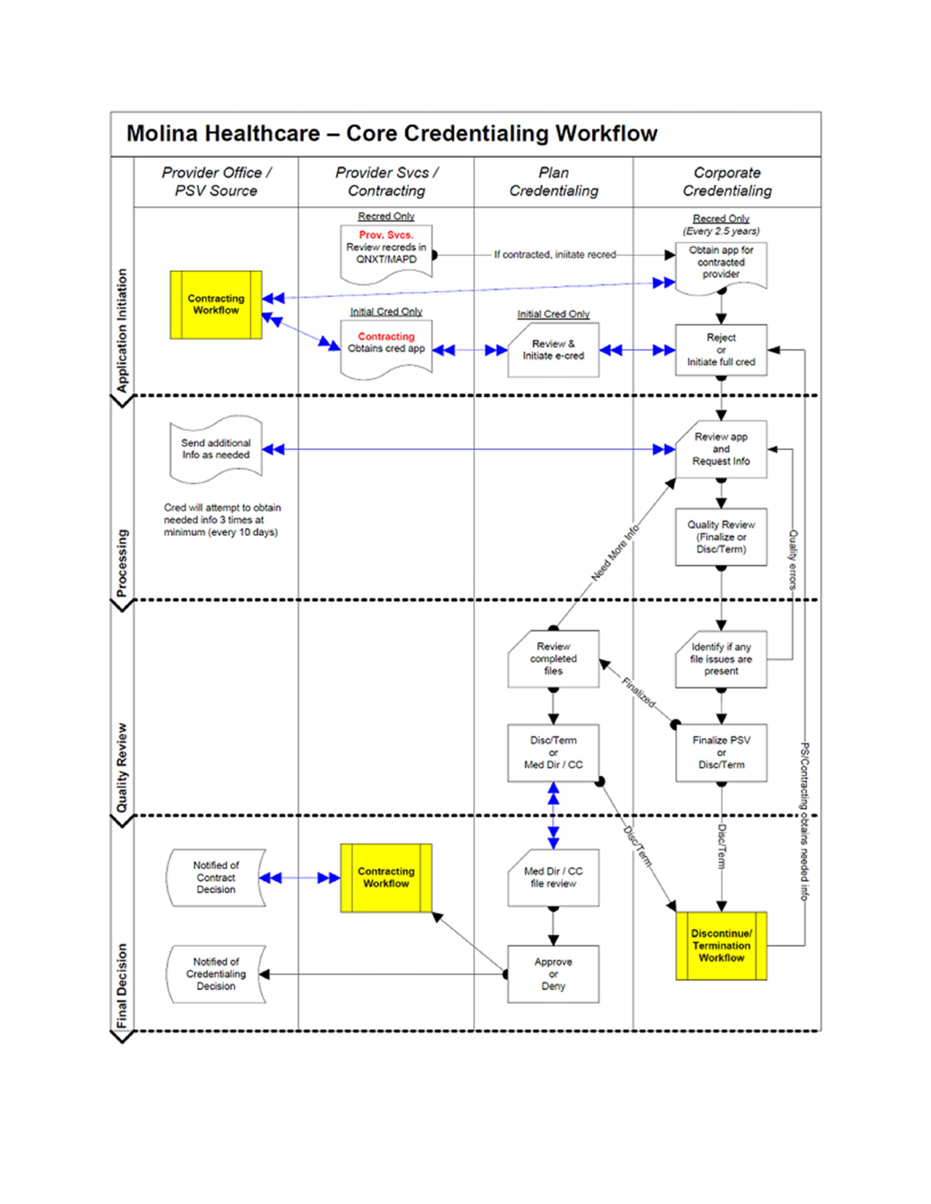# Molina Healthcare – Core Credentialing Workflow

| | Provider Office / PSV Source | Provider Svcs / Contracting | Plan Credentialing | Corporate Credentialing |
|---|---|---|---|---|
| **Application Initiation** | Contracting Workflow | Recred Only: Prov. Svcs. Review recreds in QNXT/MAPD; Initial Cred Only: Contracting Obtains cred app | If contracted, initiate recred; Initial Cred Only: Review & Initiate e-cred | Recred Only (Every 2.5 years): Obtain app for contracted provider; Reject or Initiate full cred |
| **Processing** | Send additional Info as needed; Cred will attempt to obtain needed info 3 times at minimum (every 10 days) | | Need More Info | Review app and Request Info; Quality Review (Finalize or Disc/Term); Quality errors |
| **Quality Review** | | | Review completed files; Disc/Term or Med Dir / CC | Identify if any file issues are present; Finalized; Finalize PSV or Disc/Term |
| **Final Decision** | Notified of Contract Decision; Notified of Credentialing Decision | Contracting Workflow | Med Dir / CC file review; Approve or Deny; Disc/Term | Disc/Term; Discontinue/ Termination Workflow; PSI/Contracting obtains needed info |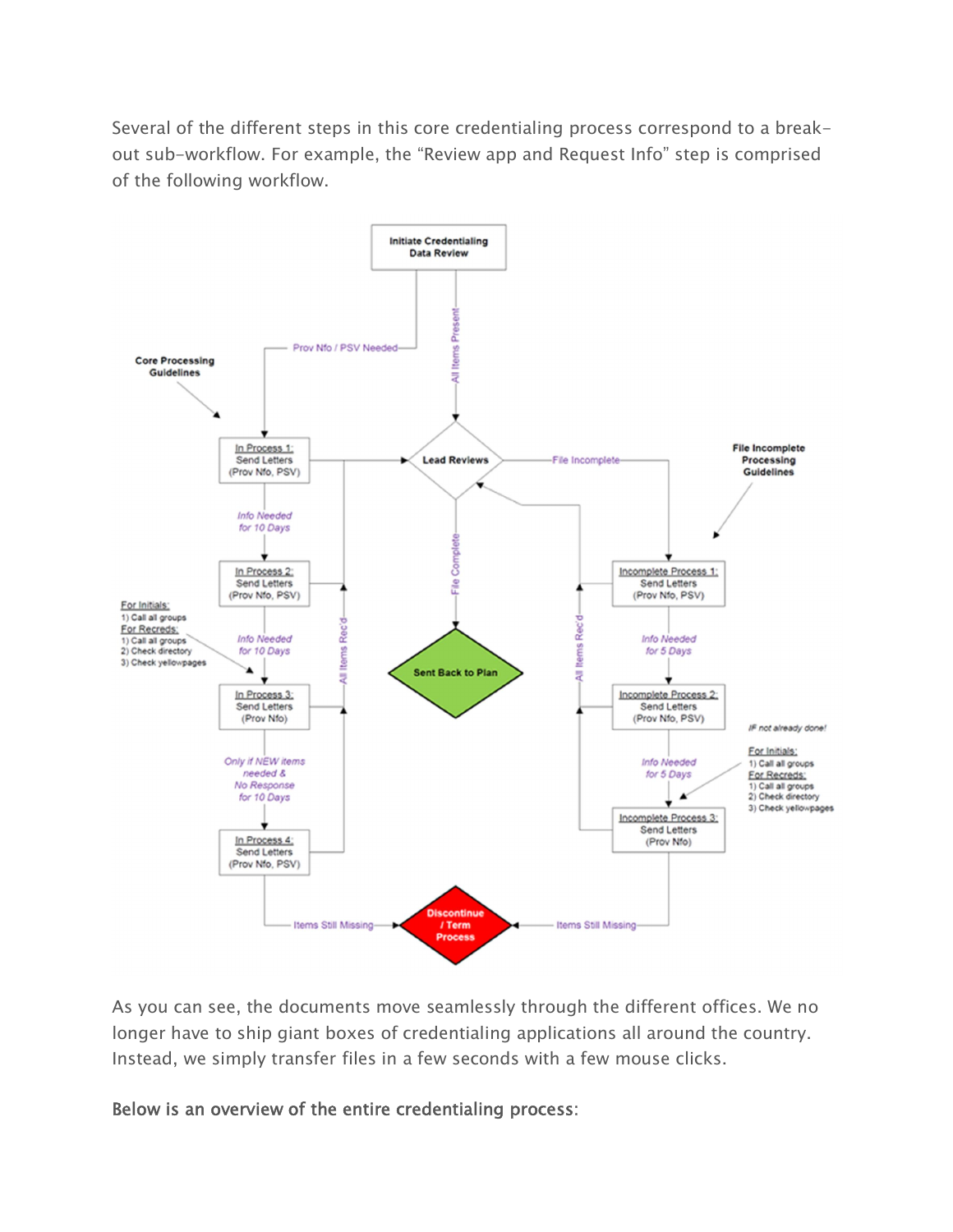Several of the different steps in this core credentialing process correspond to a break-out sub-workflow. For example, the "Review app and Request Info" step is comprised of the following workflow.

As you can see, the documents move seamlessly through the different offices. We no longer have to ship giant boxes of credentialing applications all around the country. Instead, we simply transfer files in a few seconds with a few mouse clicks.

**Below is an overview of the entire credentialing process**: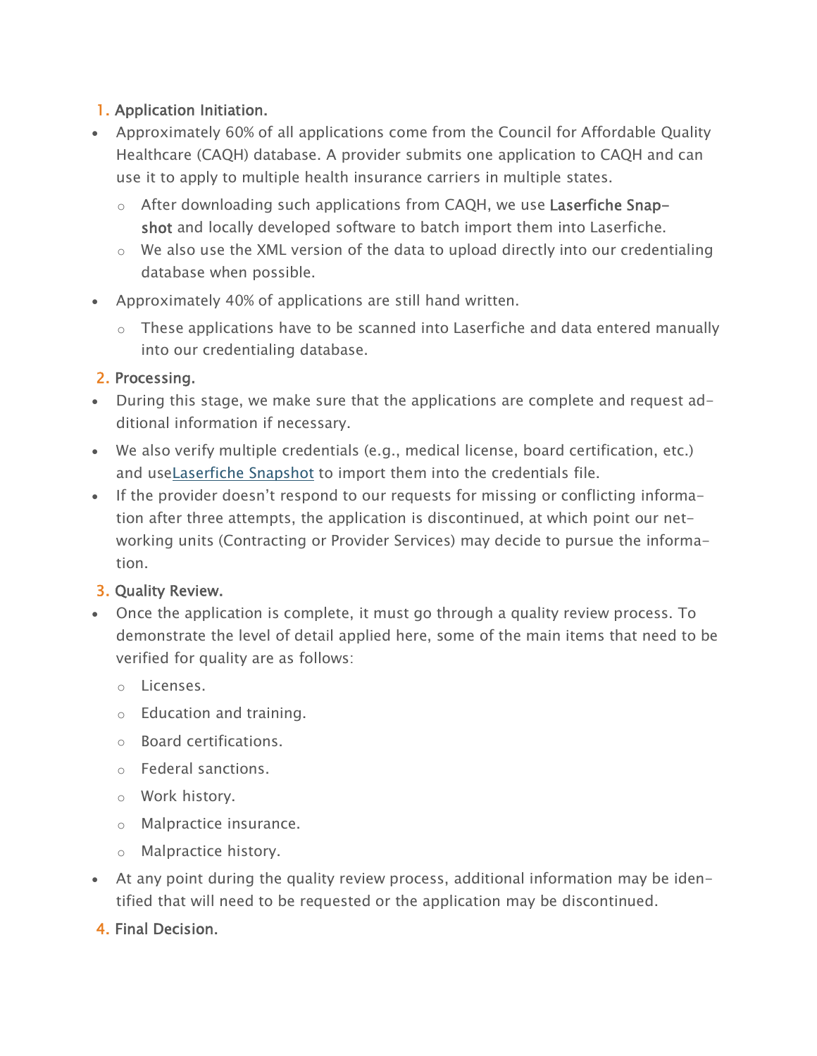1. **Application Initiation.**

- Approximately 60% of all applications come from the Council for Affordable Quality Healthcare (CAQH) database. A provider submits one application to CAQH and can use it to apply to multiple health insurance carriers in multiple states.
  - After downloading such applications from CAQH, we use **Laserfiche Snapshot** and locally developed software to batch import them into Laserfiche.
  - We also use the XML version of the data to upload directly into our credentialing database when possible.
- Approximately 40% of applications are still hand written.
  - These applications have to be scanned into Laserfiche and data entered manually into our credentialing database.

2. **Processing.**

- During this stage, we make sure that the applications are complete and request additional information if necessary.
- We also verify multiple credentials (e.g., medical license, board certification, etc.) and useLaserfiche Snapshot to import them into the credentials file.
- If the provider doesn't respond to our requests for missing or conflicting information after three attempts, the application is discontinued, at which point our networking units (Contracting or Provider Services) may decide to pursue the information.

3. **Quality Review.**

- Once the application is complete, it must go through a quality review process. To demonstrate the level of detail applied here, some of the main items that need to be verified for quality are as follows:
  - Licenses.
  - Education and training.
  - Board certifications.
  - Federal sanctions.
  - Work history.
  - Malpractice insurance.
  - Malpractice history.
- At any point during the quality review process, additional information may be identified that will need to be requested or the application may be discontinued.

4. **Final Decision.**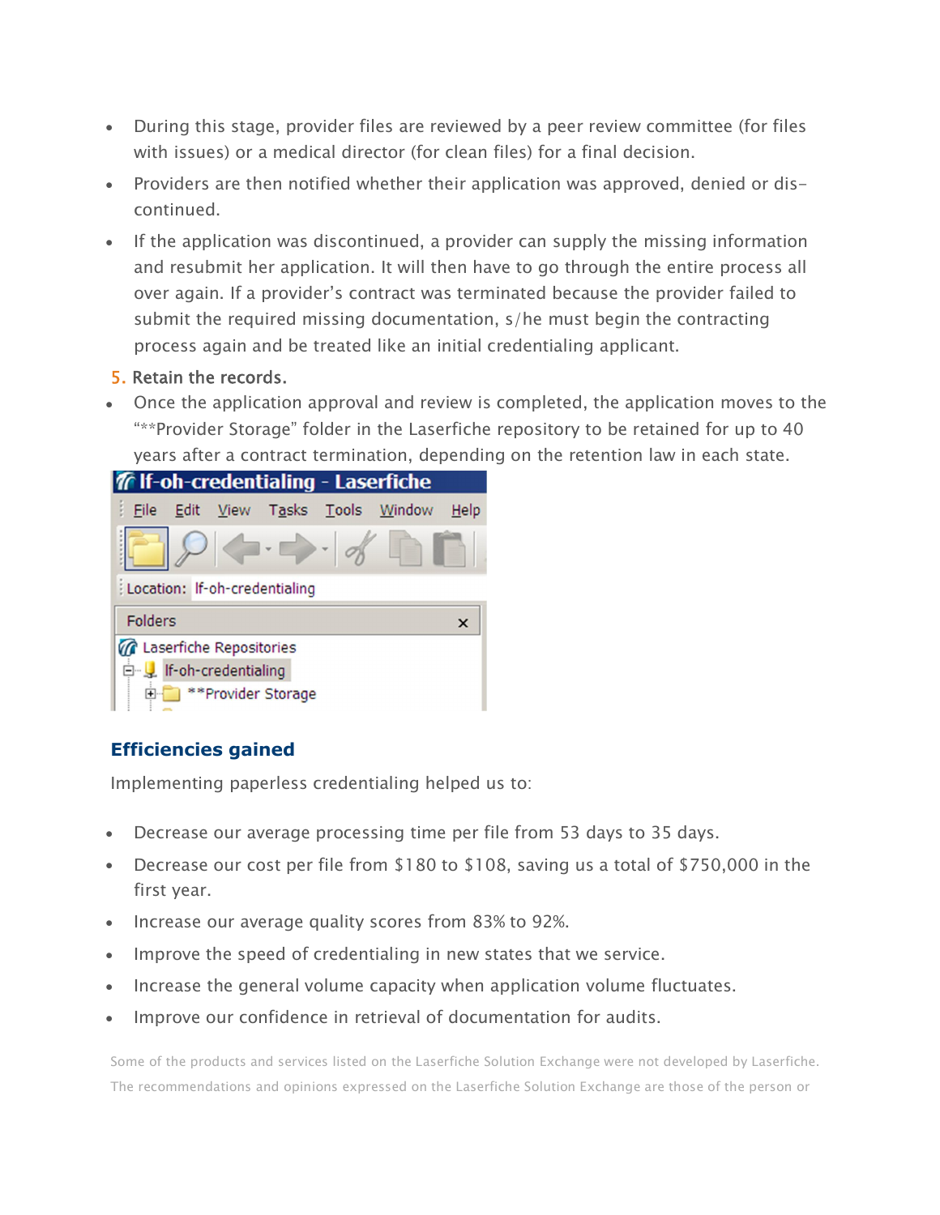- During this stage, provider files are reviewed by a peer review committee (for files with issues) or a medical director (for clean files) for a final decision.
- Providers are then notified whether their application was approved, denied or discontinued.
- If the application was discontinued, a provider can supply the missing information and resubmit her application. It will then have to go through the entire process all over again. If a provider's contract was terminated because the provider failed to submit the required missing documentation, s/he must begin the contracting process again and be treated like an initial credentialing applicant.

5. Retain the records.

- Once the application approval and review is completed, the application moves to the "**Provider Storage" folder in the Laserfiche repository to be retained for up to 40 years after a contract termination, depending on the retention law in each state.

## Efficiencies gained

Implementing paperless credentialing helped us to:

- Decrease our average processing time per file from 53 days to 35 days.
- Decrease our cost per file from $180 to $108, saving us a total of $750,000 in the first year.
- Increase our average quality scores from 83% to 92%.
- Improve the speed of credentialing in new states that we service.
- Increase the general volume capacity when application volume fluctuates.
- Improve our confidence in retrieval of documentation for audits.

Some of the products and services listed on the Laserfiche Solution Exchange were not developed by Laserfiche. The recommendations and opinions expressed on the Laserfiche Solution Exchange are those of the person or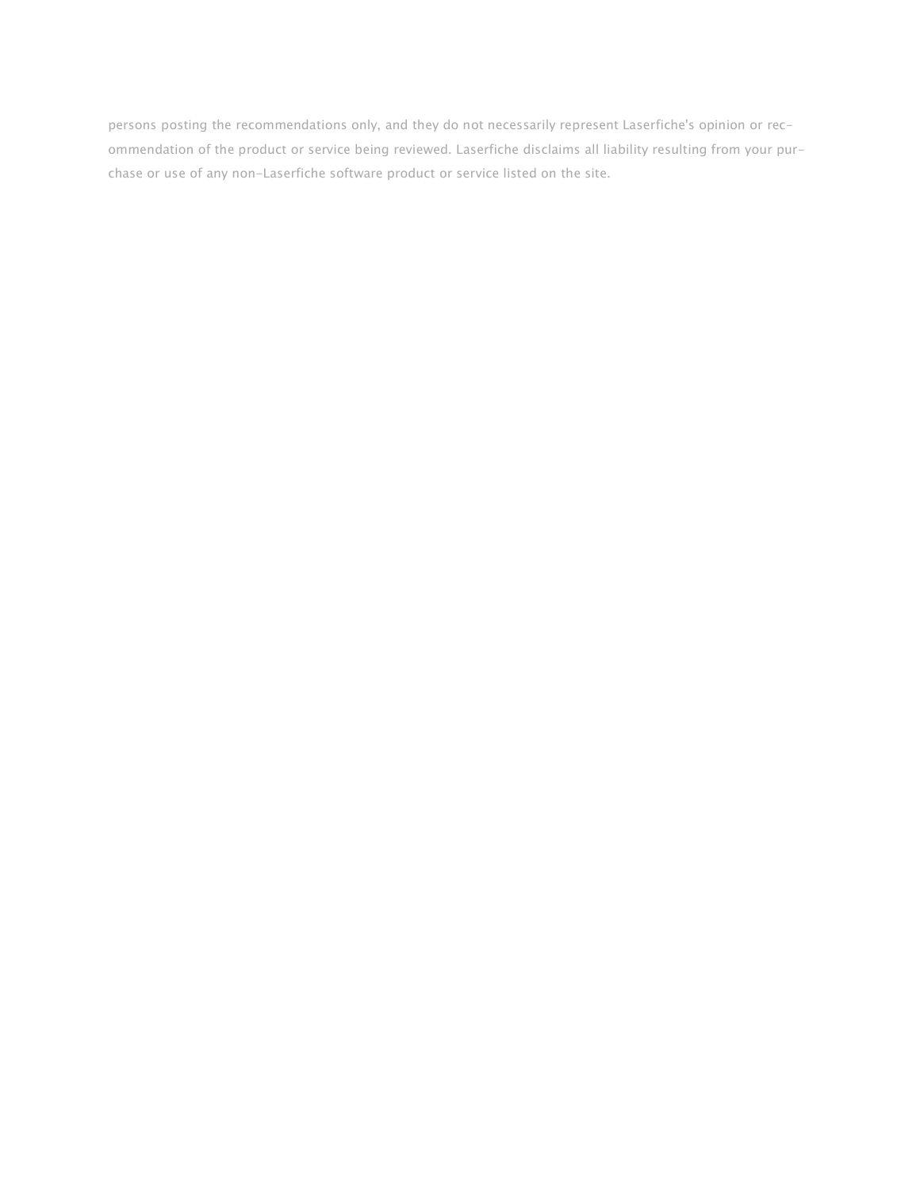persons posting the recommendations only, and they do not necessarily represent Laserfiche's opinion or recommendation of the product or service being reviewed. Laserfiche disclaims all liability resulting from your purchase or use of any non-Laserfiche software product or service listed on the site.